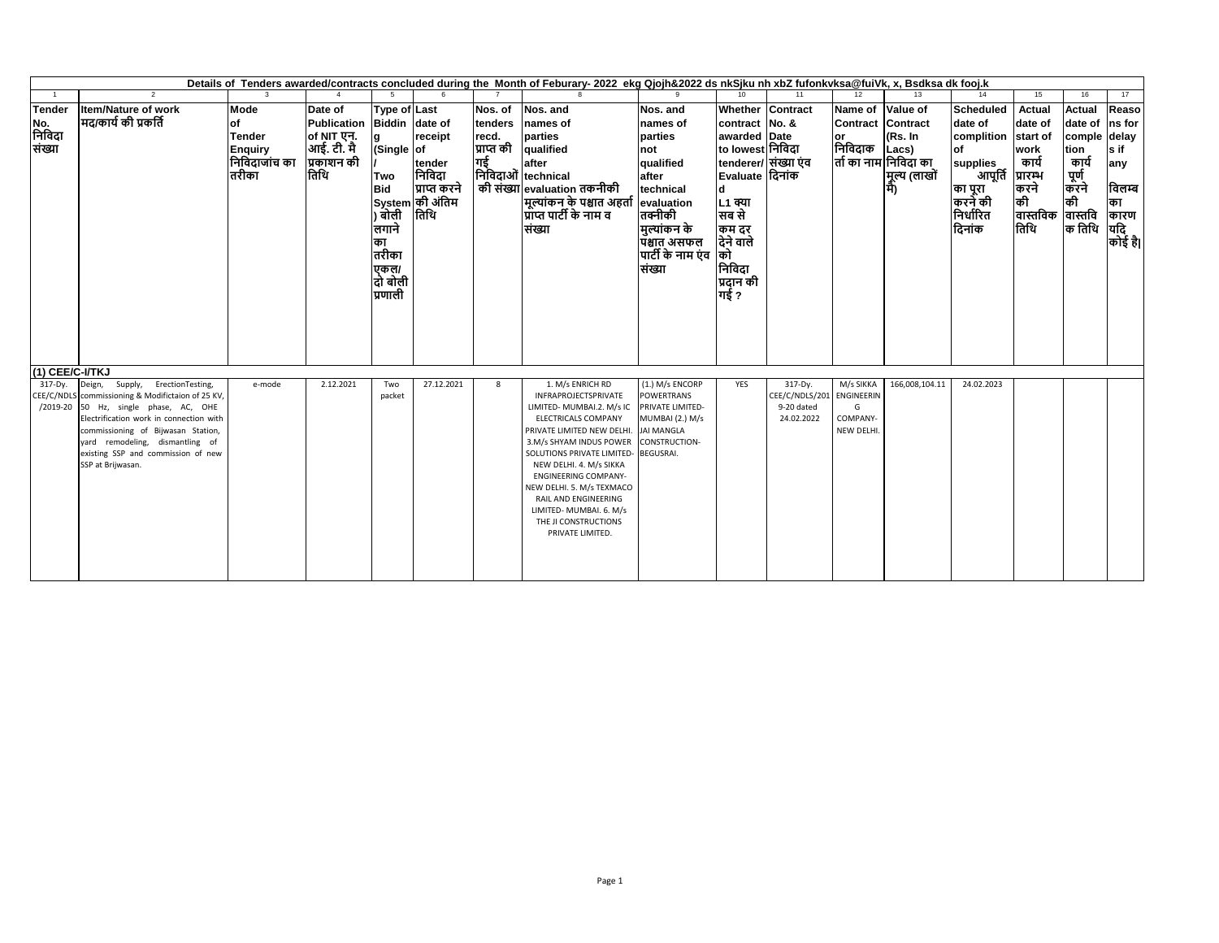Details of Tenders awarded/contracts concluded during the Month of Feburary- 2022 ekg Qjojh&2022 ds nkSjku nh xbZ fufonkvksa@fuiVk, x, Bsdksa dk fooj.k

| 1 | 2 | 3 | 4 | 5 | 6 | 7 | 8 | 9 | 10 | 11 | 12 | 13 | 14 | 15 | 16 | 17 |
|---|---|---|---|---|---|---|---|---|---|---|---|---|---|---|---|---|
| **Tender No. निविदा संख्या** | **Item/Nature of work मद/कार्य की प्रकर्ति** | **Mode of Tender Enquiry निविदाजांच का तरीका** | **Date of Publication of NIT एन. आई. टी. मै प्रकाशन की तिथि** | **Type of Bidding (Single / Two Bid System) बोली लगाने का तरीका एकल/ दो बोली प्रणाली** | **Last date of receipt of tender निविदा प्राप्त करने की अंतिम तिथि** | **Nos. of tenders recd. प्राप्त की गई निविदाओं की संख्या** | **Nos. and names of parties qualified after technical evaluation तकनीकी मूल्यांकन के पश्चात अहर्ता प्राप्त पार्टी के नाम व संख्या** | **Nos. and names of parties not qualified after technical evaluation तक्नीकी मुल्यांकन के पश्चात असफल पार्टी के नाम एंव संख्या** | **Whether contract awarded to lowest tenderer/ Evaluated L1 क्या सब से कम दर देने वाले को निविदा प्रदान की गई ?** | **Contract No. & Date निविदा संख्या एंव दिनांक** | **Name of Contractor निविदाकर्ता का नाम** | **Value of Contract (Rs. In Lacs) निविदा का मूल्य (लाखों मै)** | **Scheduled date of complition of supplies आपूर्ति का पूरा करने की निर्धारित दिनांक** | **Actual date of start of work कार्य प्रारम्भ करने की वास्तविक तिथि** | **Actual date of completion कार्य पूर्ण करने की वास्तविक तिथि** | **Reasons for delay s if any विलम्ब का कारण यदि कोई है।** |
| **(1) CEE/C-I/TKJ** | | | | | | | | | | | | | | | | |
| 317-Dy. CEE/C/NDLS/2019-20 | Deign, Supply, ErectionTesting, commissioning & Modifictaion of 25 KV, 50 Hz, single phase, AC, OHE Electrification work in connection with commissioning of Bijwasan Station, yard remodeling, dismantling of existing SSP and commission of new SSP at Brijwasan. | e-mode | 2.12.2021 | Two packet | 27.12.2021 | 8 | 1. M/s ENRICH RD INFRAPROJECTSPRIVATE LIMITED- MUMBAI.2. M/s IC ELECTRICALS COMPANY PRIVATE LIMITED NEW DELHI. 3.M/s SHYAM INDUS POWER SOLUTIONS PRIVATE LIMITED- NEW DELHI. 4. M/s SIKKA ENGINEERING COMPANY- NEW DELHI. 5. M/s TEXMACO RAIL AND ENGINEERING LIMITED- MUMBAI. 6. M/s THE JI CONSTRUCTIONS PRIVATE LIMITED. | (1.) M/s ENCORP POWERTRANS PRIVATE LIMITED- MUMBAI (2.) M/s JAI MANGLA CONSTRUCTION- BEGUSRAI. | YES | 317-Dy. CEE/C/NDLS/2019-20 dated 24.02.2022 | M/s SIKKA ENGINEERING COMPANY- NEW DELHI. | 166,008,104.11 | 24.02.2023 | | | |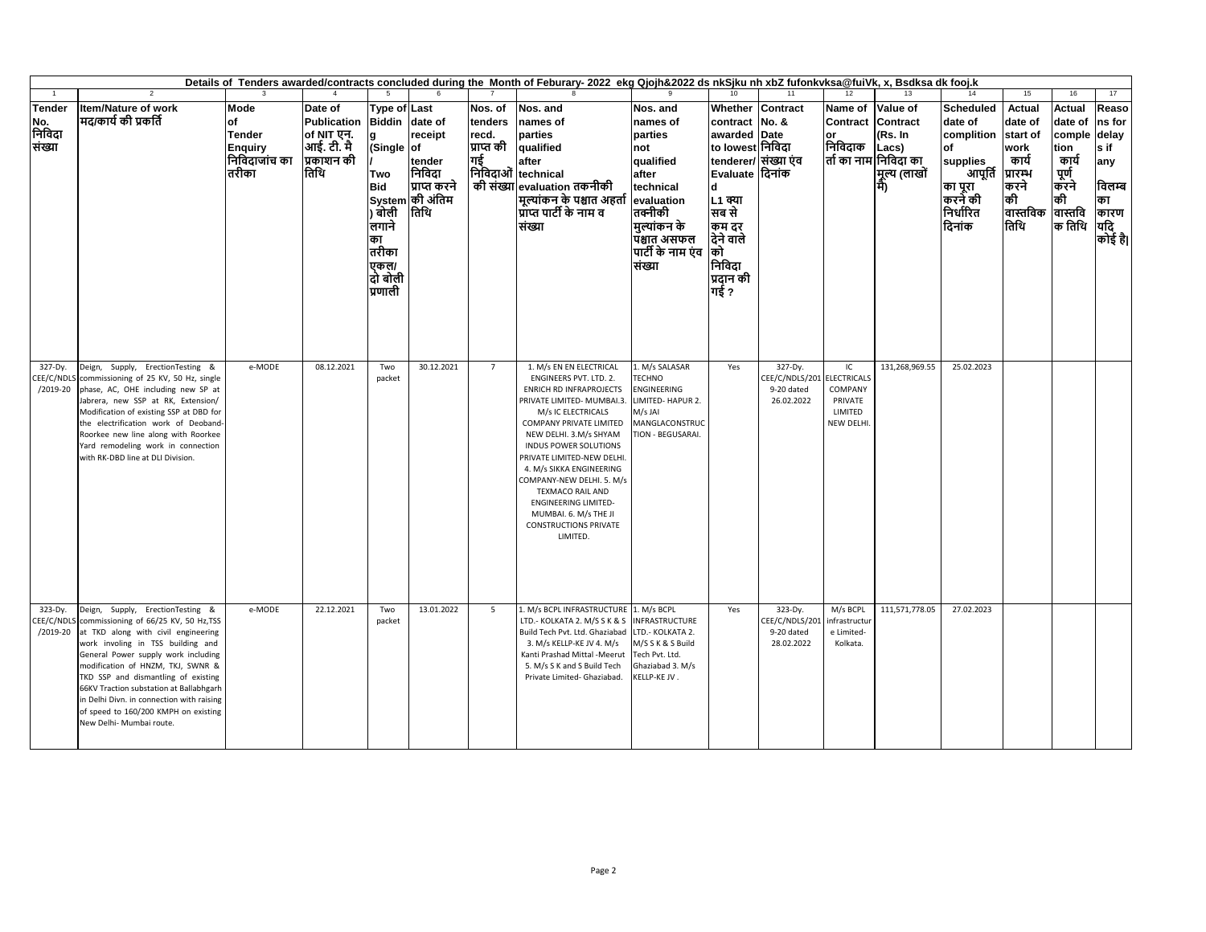Details of Tenders awarded/contracts concluded during the Month of Feburary- 2022 ekg Qjojh&2022 ds nkSjku nh xbZ fufonkvksa@fuiVk, x, Bsdksa dk fooj.k

| 1 | 2 | 3 | 4 | 5 | 6 | 7 | 8 | 9 | 10 | 11 | 12 | 13 | 14 | 15 | 16 | 17 |
|---|---|---|---|---|---|---|---|---|---|---|---|---|---|---|---|---|
| **Tender No. निविदा संख्या** | **Item/Nature of work मद/कार्य की प्रकृति** | **Mode of Tender Enquiry निविदाजांच का तरीका** | **Date of Publication of NIT एन. आई. टी. मै प्रकाशन की तिथि** | **Type of Bidding (Single / Two Bid System) बोली लगाने का तरीका एकल/ दो बोली प्रणाली** | **Last date of receipt of tender निविदा प्राप्त करने की अंतिम तिथि** | **Nos. of tenders recd. प्राप्त की गई निविदाओं की संख्या** | **Nos. and names of parties qualified after technical evaluation तकनीकी मूल्यांकन के पश्चात अहर्ता प्राप्त पार्टी के नाम व संख्या** | **Nos. and names of parties not qualified after technical evaluation तकनीकी मुल्यांकन के पश्चात असफल पार्टी के नाम एंव संख्या** | **Whether contract awarded to lowest tenderer/ Evaluated L1 क्या सब से कम दर देने वाले को निविदा प्रदान की गई ?** | **Contract No. & Date निविदा संख्या एंव दिनांक** | **Name of Contract or निविदाकर्ता का नाम** | **Value of Contract (Rs. In Lacs) निविदा का मूल्य (लाखों मै)** | **Scheduled date of compliton of supplies आपूर्ति का पूरा करने की निर्धारित दिनांक** | **Actual date of start of work कार्य प्रारम्भ करने की वास्तविक तिथि** | **Actual date of completion कार्य पूर्ण करने की वास्तविक तिथि** | **Reasons for delay s if any विलम्ब का कारण यदि कोई है।** |
| 327-Dy. CEE/C/NDLS/2019-20 | Deign, Supply, ErectionTesting & commissioning of 25 KV, 50 Hz, single phase, AC, OHE including new SP at Jabrera, new SSP at RK, Extension/ Modification of existing SSP at DBD for the electrification work of Deoband-Roorkee new line along with Roorkee Yard remodeling work in connection with RK-DBD line at DLI Division. | e-MODE | 08.12.2021 | Two packet | 30.12.2021 | 7 | 1. M/s EN EN ELECTRICAL ENGINEERS PVT. LTD. 2. ENRICH RD INFRAPROJECTS PRIVATE LIMITED- MUMBAI.3. M/s IC ELECTRICALS COMPANY PRIVATE LIMITED NEW DELHI. 3.M/s SHYAM INDUS POWER SOLUTIONS PRIVATE LIMITED-NEW DELHI. 4. M/s SIKKA ENGINEERING COMPANY-NEW DELHI. 5. M/s TEXMACO RAIL AND ENGINEERING LIMITED-MUMBAI. 6. M/s THE JI CONSTRUCTIONS PRIVATE LIMITED. | 1. M/s SALASAR TECHNO ENGINEERING LIMITED- HAPUR 2. M/s JAI MANGLACONSTRUCTION - BEGUSARAI. | Yes | 327-Dy. CEE/C/NDLS/2019-20 dated 26.02.2022 | IC ELECTRICALS COMPANY PRIVATE LIMITED NEW DELHI. | 131,268,969.55 | 25.02.2023 | | | |
| 323-Dy. CEE/C/NDLS/2019-20 | Deign, Supply, ErectionTesting & commissioning of 66/25 KV, 50 Hz,TSS at TKD along with civil engineering work involing in TSS building and General Power supply work including modification of HNZM, TKJ, SWNR & TKD SSP and dismantling of existing 66KV Traction substation at Ballabhgarh in Delhi Divn. in connection with raising of speed to 160/200 KMPH on existing New Delhi- Mumbai route. | e-MODE | 22.12.2021 | Two packet | 13.01.2022 | 5 | 1. M/s BCPL INFRASTRUCTURE LTD.- KOLKATA 2. M/S S K & S Build Tech Pvt. Ltd. Ghaziabad 3. M/s KELLP-KE JV 4. M/s Kanti Prashad Mittal -Meerut 5. M/s S K and S Build Tech Private Limited- Ghaziabad. | 1. M/s BCPL INFRASTRUCTURE LTD.- KOLKATA 2. M/S S K & S Build Tech Pvt. Ltd. Ghaziabad 3. M/s KELLP-KE JV . | Yes | 323-Dy. CEE/C/NDLS/2019-20 dated 28.02.2022 | M/s BCPL infrastructure Limited-Kolkata. | 111,571,778.05 | 27.02.2023 | | | |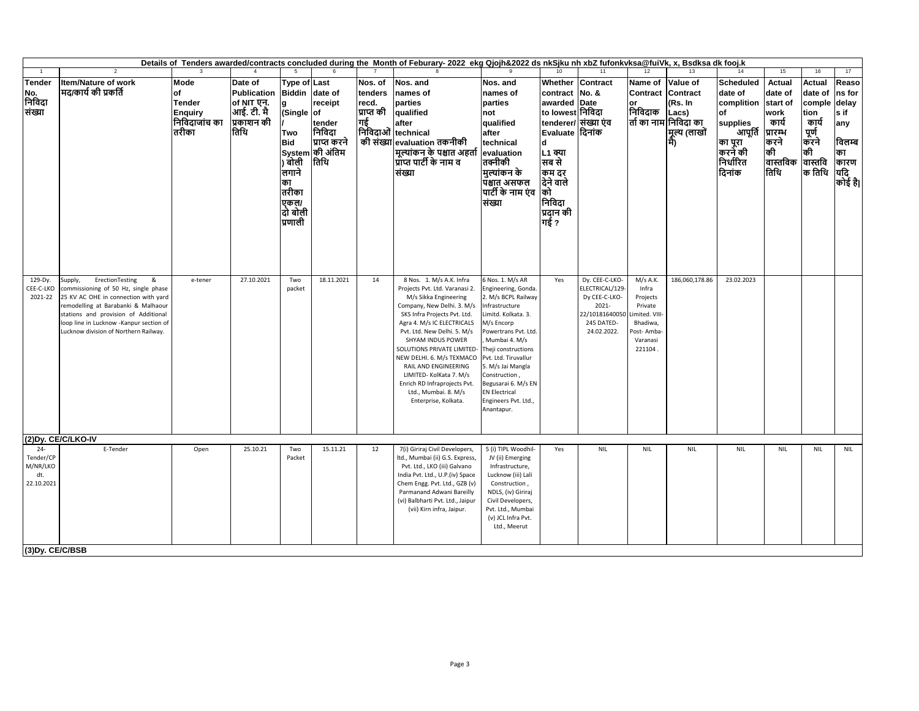Details of Tenders awarded/contracts concluded during the Month of Feburary- 2022 ekg Qjojh&2022 ds nkSjku nh xbZ fufonkvksa@fuiVk, x, Bsdksa dk fooj.k

| 1 | 2 | 3 | 4 | 5 | 6 | 7 | 8 | 9 | 10 | 11 | 12 | 13 | 14 | 15 | 16 | 17 |
|---|---|---|---|---|---|---|---|---|---|---|---|---|---|---|---|---|
| Tender No. निविदा संख्या | Item/Nature of work मद/कार्य की प्रकृति | Mode of Tender Enquiry निविदाजांच का तरीका | Date of Publication of NIT एन. आई. टी. मै प्रकाशन की तिथि | Type of Bidding System (Single / Two Bid System) बोली लगाने का तरीका एकल/ दो बोली प्रणाली | Last date of receipt of tender निविदा प्राप्त करने की अंतिम तिथि | Nos. of tenders recd. प्राप्त की गई निविदाओं की संख्या | Nos. and names of parties qualified after technical evaluation तकनीकी मूल्यांकन के पश्चात अहर्ता प्राप्त पार्टी के नाम व संख्या | Nos. and names of parties not qualified after technical evaluation तकनीकी मुल्यांकन के पश्चात असफल पार्टी के नाम एंव संख्या | Whether contract awarded to lowest tenderer/ Evaluated L1 क्या सब से कम दर देने वाले को निविदा प्रदान की गई ? | Contract No. & Date निविदा संख्या एंव दिनांक | Name of Contract or निविदाकर्ता का नाम | Value of Contract (Rs. In Lacs) निविदा का मूल्य (लाखों मै) | Scheduled date of complition of supplies आपूर्ति का पूरा करने की निर्धारित दिनांक | Actual date of start of work कार्य प्रारम्भ करने की वास्तविक तिथि | Actual date of completion कार्य पूर्ण करने की वास्तविक तिथि | Reasons for delays if any विलम्ब का कारण यदि कोई है। |
| 129-Dy. CEE-C-LKO 2021-22 | Supply, ErectionTesting & commissioning of 50 Hz, single phase 25 KV AC OHE in connection with yard remodelling at Barabanki & Malhaour stations and provision of Additional loop line in Lucknow -Kanpur section of Lucknow division of Northern Railway. | e-tener | 27.10.2021 | Two packet | 18.11.2021 | 14 | 8 Nos. 1. M/s A.K. Infra Projects Pvt. Ltd. Varanasi 2. M/s Sikka Engineering Company, New Delhi. 3. M/s SKS Infra Projects Pvt. Ltd. Agra 4. M/s IC ELECTRICALS Pvt. Ltd. New Delhi. 5. M/s SHYAM INDUS POWER SOLUTIONS PRIVATE LIMITED- NEW DELHI. 6. M/s TEXMACO RAIL AND ENGINEERING LIMITED- KolKata 7. M/s Enrich RD Infraprojects Pvt. Ltd., Mumbai. 8. M/s Enterprise, Kolkata. | 6 Nos. 1. M/s AR Engineering, Gonda. 2. M/s BCPL Railway Infrastructure Limitd. Kolkata. 3. M/s Encorp Powertrans Pvt. Ltd. , Mumbai 4. M/s Theji constructions Pvt. Ltd. Tiruvallur 5. M/s Jai Mangla Construction , Begusarai 6. M/s EN EN Electrical Engineers Pvt. Ltd., Anantapur. | Yes | Dy. CEE-C-LKO-ELECTRICAL/129-Dy CEE-C-LKO-2021-22/10181640050 245 DATED-24.02.2022. | M/s A.K. Infra Projects Private Limited. VIII-Bhadiwa, Post- Amba-Varanasi 221104 . | 186,060,178.86 | 23.02.2023 | | | |
| **(2)Dy. CE/C/LKO-IV** | | | | | | | | | | | | | | | | |
| 24-Tender/CPM/NR/LKO dt. 22.10.2021 | E-Tender | Open | 25.10.21 | Two Packet | 15.11.21 | 12 | 7(i) Giriraj Civil Developers, ltd., Mumbai (ii) G.S. Express, Pvt. Ltd., LKO (iii) Galvano India Pvt. Ltd., U.P.(iv) Space Chem Engg. Pvt. Ltd., GZB (v) Parmanand Adwani Bareilly (vi) Balbharti Pvt. Ltd., Jaipur (vii) Kirn infra, Jaipur. | 5 (i) TIPL Woodhil-JV (ii) Emerging Infrastructure, Lucknow (iii) Lali Construction , NDLS, (iv) Giriraj Civil Developers, Pvt. Ltd., Mumbai (v) JCL Infra Pvt. Ltd., Meerut | Yes | NIL | NIL | NIL | NIL | NIL | NIL | NIL |
| **(3)Dy. CE/C/BSB** | | | | | | | | | | | | | | | | |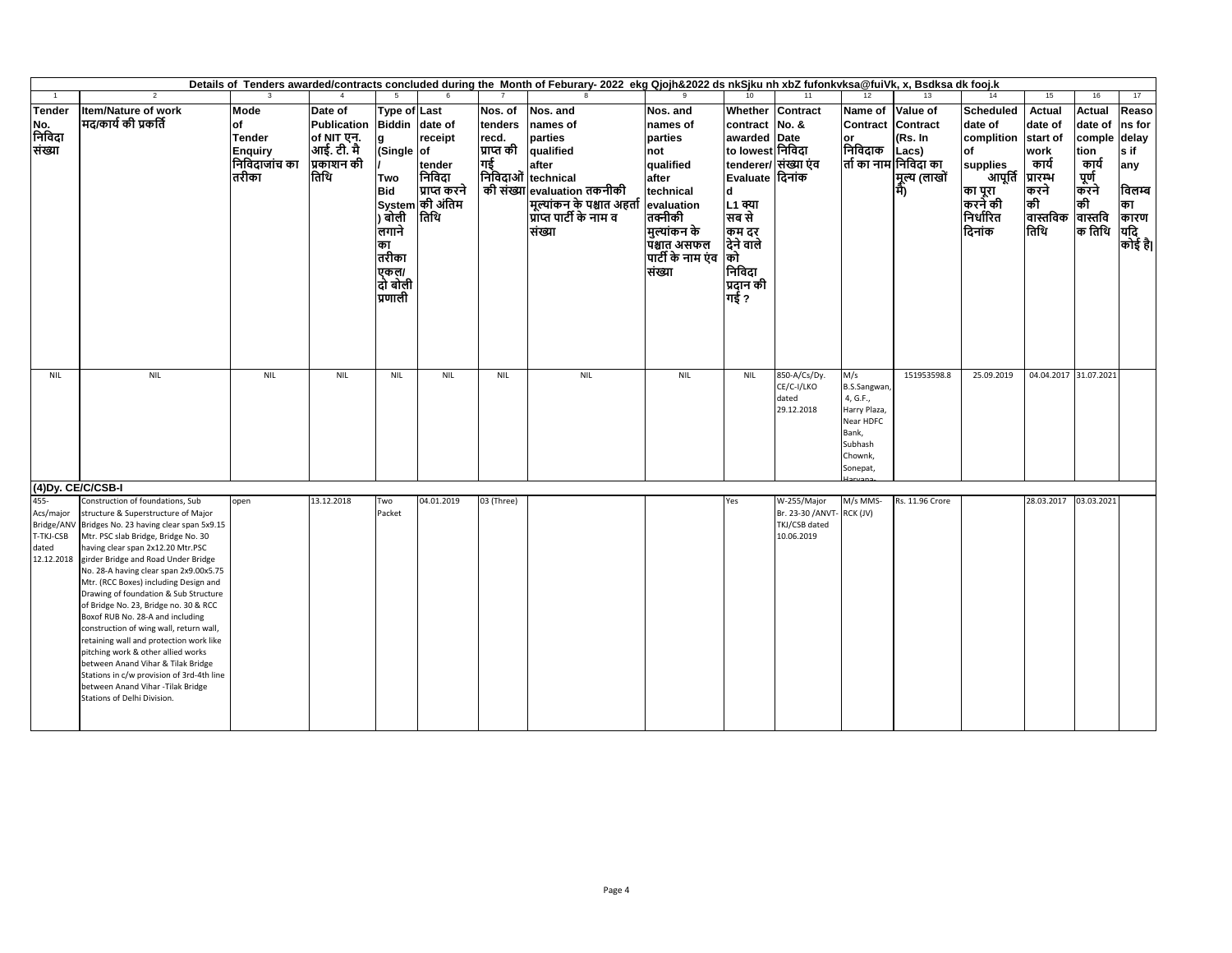Details of Tenders awarded/contracts concluded during the Month of Feburary- 2022 ekg Qjojh&2022 ds nkSjku nh xbZ fufonkvksa@fuiVk, x, Bsdksa dk fooj.k

| 1 | 2 | 3 | 4 | 5 | 6 | 7 | 8 | 9 | 10 | 11 | 12 | 13 | 14 | 15 | 16 | 17 |
|---|---|---|---|---|---|---|---|---|---|---|---|---|---|---|---|---|
| Tender No. निविदा संख्या | Item/Nature of work मद/कार्य की प्रकृति | Mode of Tender Enquiry निविदाजांच का तरीका | Date of Publication of NIT एन. आई. टी. मै प्रकाशन की तिथि | Type of Bidding (Single / Two Bid System) बोली लगाने का तरीका एकल/ दो बोली प्रणाली | Last date of receipt of tender निविदा प्राप्त करने की अंतिम तिथि | Nos. of tenders recd. प्राप्त की गई निविदाओं की संख्या | Nos. and names of parties qualified after technical evaluation तकनीकी मूल्यांकन के पश्चात अहर्ता प्राप्त पार्टी के नाम व संख्या | Nos. and names of parties not qualified after technical evaluation तकनीकी मुल्यांकन के पश्चात असफल पार्टी के नाम एंव संख्या | Whether contract awarded to lowest tenderer/ Evaluated L1 क्या सब से कम दर देने वाले को निविदा प्रदान की गई ? | Contract No. & Date निविदा संख्या एंव दिनांक | Name of Contract or निविदाकर्ता का नाम | Value of Contract (Rs. In Lacs) निविदा का मूल्य (लाखों मै) | Scheduled date of complition of supplies आपूर्ति का पूरा करने की निर्धारित दिनांक | Actual date of start of work कार्य प्रारम्भ करने की वास्तविक तिथि | Actual date of comple tion कार्य पूर्ण करने की वास्तविक तिथि | Reasons for delay s if any विलम्ब का कारण यदि कोई है। |
| NIL | NIL | NIL | NIL | NIL | NIL | NIL | NIL | NIL | NIL | 850-A/Cs/Dy. CE/C-I/LKO dated 29.12.2018 | M/s B.S.Sangwan, 4, G.F., Harry Plaza, Near HDFC Bank, Subhash Chownk, Sonepat, Haryana- | 151953598.8 | 25.09.2019 | 04.04.2017 | 31.07.2021 | |
| **(4)Dy. CE/C/CSB-I** | | | | | | | | | | | | | | | | |
| 455-Acs/major Bridge/ANVT-TKJ-CSB dated 12.12.2018 | Construction of foundations, Sub structure & Superstructure of Major Bridges No. 23 having clear span 5x9.15 Mtr. PSC slab Bridge, Bridge No. 30 having clear span 2x12.20 Mtr.PSC girder Bridge and Road Under Bridge No. 28-A having clear span 2x9.00x5.75 Mtr. (RCC Boxes) including Design and Drawing of foundation & Sub Structure of Bridge No. 23, Bridge no. 30 & RCC Boxof RUB No. 28-A and including construction of wing wall, return wall, retaining wall and protection work like pitching work & other allied works between Anand Vihar & Tilak Bridge Stations in c/w provision of 3rd-4th line between Anand Vihar -Tilak Bridge Stations of Delhi Division. | open | 13.12.2018 | Two Packet | 04.01.2019 | 03 (Three) | | | Yes | W-255/Major Br. 23-30 /ANVT-TKJ/CSB dated 10.06.2019 | M/s MMS-RCK (JV) | Rs. 11.96 Crore | | 28.03.2017 | 03.03.2021 | |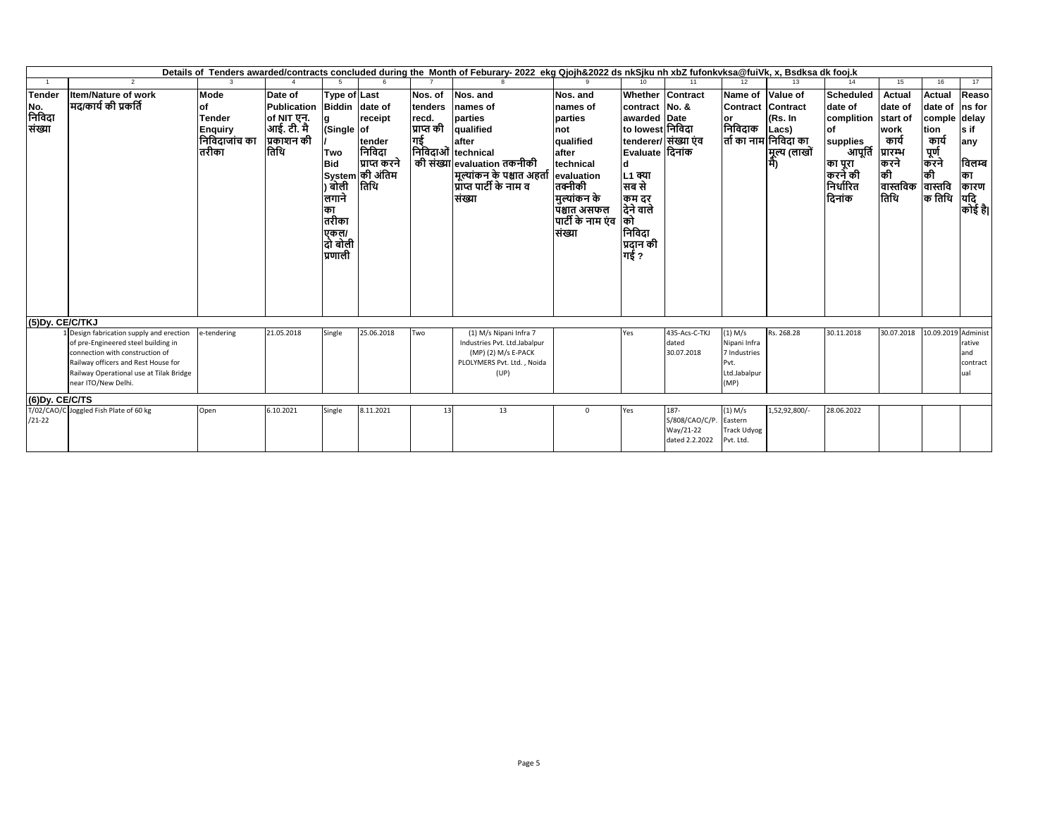**Details of Tenders awarded/contracts concluded during the Month of Feburary- 2022 ekg Qjojh&2022 ds nkSjku nh xbZ fufonkvksa@fuiVk, x, Bsdksa dk fooj.k**

| 1 | 2 | 3 | 4 | 5 | 6 | 7 | 8 | 9 | 10 | 11 | 12 | 13 | 14 | 15 | 16 | 17 |
|---|---|---|---|---|---|---|---|---|---|---|---|---|---|---|---|---|
| Tender No. निविदा संख्या | Item/Nature of work मद/कार्य की प्रकर्ति | Mode of Tender Enquiry निविदाजांच का तरीका | Date of Publication of NIT एन. आई. टी. मै प्रकाशन की तिथि | Type of Bidding (Single / Two Bid System) बोली लगाने का तरीका एकल/ दो बोली प्रणाली | Last date of receipt of tender निविदा प्राप्त करने की अंतिम तिथि | Nos. of tenders recd. प्राप्त की गई निविदाओं की संख्या | Nos. and names of parties qualified after technical evaluation तकनीकी मूल्यांकन के पश्चात अहर्ता प्राप्त पार्टी के नाम व संख्या | Nos. and names of parties not qualified after technical evaluation तकनीकी मुल्यांकन के पश्चात असफल पार्टी के नाम एंव संख्या | Whether contract awarded to lowest tenderer/ Evaluated L1 क्या सब से कम दर देने वाले को निविदा प्रदान की गई ? | Contract No. & Date निविदा संख्या एंव दिनांक | Name of Contract or निविदाकर्ता का नाम | Value of Contract (Rs. In Lacs) निविदा का मूल्य (लाखों मैं) | Scheduled date of complition of supplies आपूर्ति का पूरा करने की निर्धारित दिनांक | Actual date of start of work कार्य प्रारम्भ करने की वास्तविक तिथि | Actual date of completion कार्य पूर्ण करने की वास्तविक तिथि | Reasons for delay if any विलम्ब का कारण यदि कोई है। |
| **(5)Dy. CE/C/TKJ** | | | | | | | | | | | | | | | | |
| 1 | Design fabrication supply and erection of pre-Engineered steel building in connection with construction of Railway officers and Rest House for Railway Operational use at Tilak Bridge near ITO/New Delhi. | e-tendering | 21.05.2018 | Single | 25.06.2018 | Two | (1) M/s Nipani Infra 7 Industries Pvt. Ltd.Jabalpur (MP) (2) M/s E-PACK PLOLYMERS Pvt. Ltd. , Noida (UP) | | Yes | 435-Acs-C-TKJ dated 30.07.2018 | (1) M/s Nipani Infra 7 Industries Pvt. Ltd.Jabalpur (MP) | Rs. 268.28 | 30.11.2018 | 30.07.2018 | 10.09.2019 | Administrative and contractual |
| **(6)Dy. CE/C/TS** | | | | | | | | | | | | | | | | |
| T/02/CAO/C/21-22 | Joggled Fish Plate of 60 kg | Open | 6.10.2021 | Single | 8.11.2021 | 13 | 13 | 0 | Yes | 187-S/808/CAO/C/P. Way/21-22 dated 2.2.2022 | (1) M/s Eastern Track Udyog Pvt. Ltd. | 1,52,92,800/- | 28.06.2022 | | | |